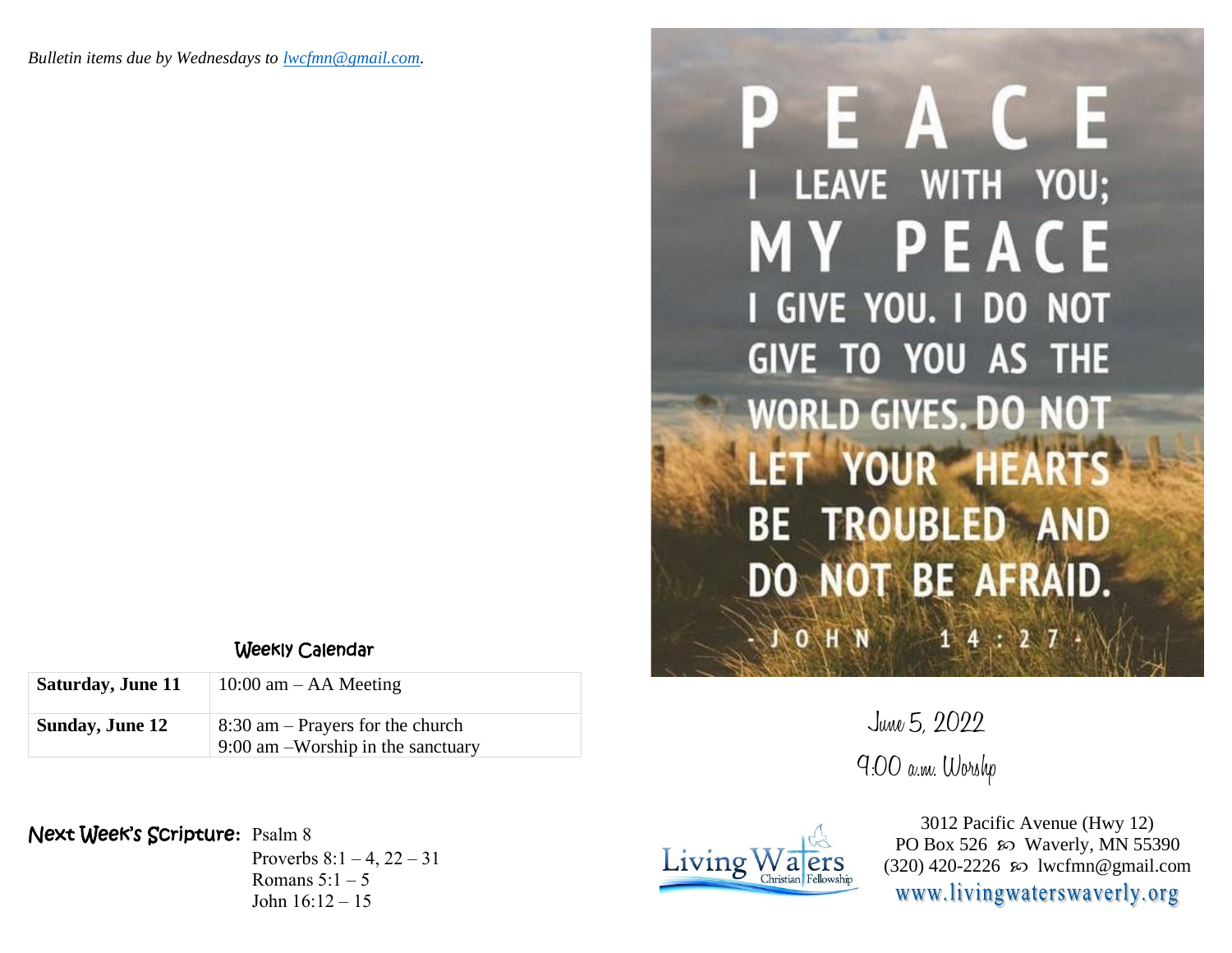*Bulletin items due by Wednesdays to lwcfmn@gmail.com.*

## Weekly Calendar

| | |
|---|---|
| **Saturday, June 11** | 10:00 am – AA Meeting |
| **Sunday, June 12** | 8:30 am – Prayers for the church<br>9:00 am –Worship in the sanctuary |

**Next Week's Scripture:** Psalm 8
Proverbs 8:1 – 4, 22 – 31
Romans 5:1 – 5
John 16:12 – 15

PEACE I LEAVE WITH YOU; MY PEACE I GIVE YOU. I DO NOT GIVE TO YOU AS THE WORLD GIVES. DO NOT LET YOUR HEARTS BE TROUBLED AND DO NOT BE AFRAID.

- JOHN 14:27 -

June 5, 2022

9:00 a.m. Worship

Living Waters Christian Fellowship

3012 Pacific Avenue (Hwy 12)
PO Box 526 ꩜ Waverly, MN 55390
(320) 420-2226 ꩜ lwcfmn@gmail.com
www.livingwaterswaverly.org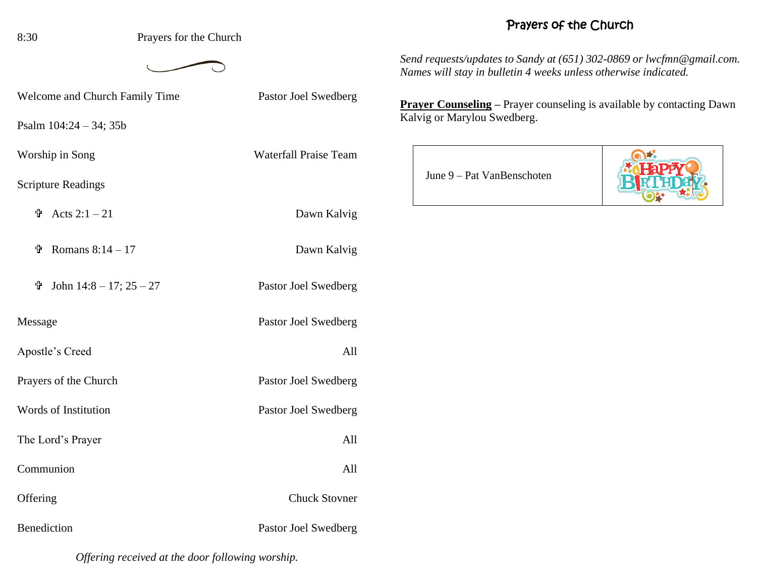8:30 Prayers for the Church

| | |
|---|---|
| Welcome and Church Family Time | Pastor Joel Swedberg |
| Psalm 104:24 – 34; 35b | |
| Worship in Song | Waterfall Praise Team |
| Scripture Readings | |
| ✞ Acts 2:1 – 21 | Dawn Kalvig |
| ✞ Romans 8:14 – 17 | Dawn Kalvig |
| ✞ John 14:8 – 17; 25 – 27 | Pastor Joel Swedberg |
| Message | Pastor Joel Swedberg |
| Apostle's Creed | All |
| Prayers of the Church | Pastor Joel Swedberg |
| Words of Institution | Pastor Joel Swedberg |
| The Lord's Prayer | All |
| Communion | All |
| Offering | Chuck Stovner |
| Benediction | Pastor Joel Swedberg |

*Offering received at the door following worship.*

## Prayers of the Church

*Send requests/updates to Sandy at (651) 302-0869 or lwcfmn@gmail.com. Names will stay in bulletin 4 weeks unless otherwise indicated.*

**Prayer Counseling** – Prayer counseling is available by contacting Dawn Kalvig or Marylou Swedberg.

| | |
|---|---|
| June 9 – Pat VanBenschoten | HAPPY BIRTHDAY |